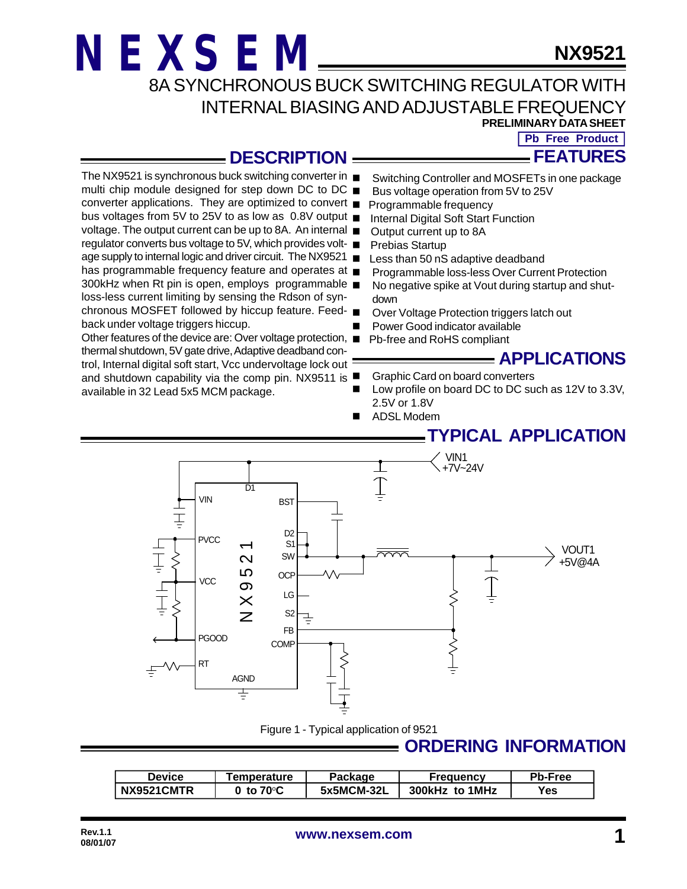# NEXSEM

# NX9521

## 8A SYNCHRONOUS BUCK SWITCHING REGULATOR WITH INTERNAL BIASING AND ADJUSTABLE FREQUENCY

**PRELIMINARY DATA SHEET**

**Pb Free Product**

## DESCRIPTION

The NX9521 is synchronous buck switching converter in multi chip module designed for step down DC to DC converter applications. They are optimized to convert bus voltages from 5V to 25V to as low as 0.8V output voltage. The output current can be up to 8A. An internal regulator converts bus voltage to 5V, which provides voltage supply to internal logic and driver circuit. The NX9521 has programmable frequency feature and operates at 300kHz when Rt pin is open, employs programmable loss-less current limiting by sensing the Rdson of synchronous MOSFET followed by hiccup feature. Feedback under voltage triggers hiccup.

Other features of the device are: Over voltage protection, thermal shutdown, 5V gate drive, Adaptive deadband control, Internal digital soft start, Vcc undervoltage lock out and shutdown capability via the comp pin. NX9511 is available in 32 Lead 5x5 MCM package.

## FEATURES

- Switching Controller and MOSFETs in one package
- Bus voltage operation from 5V to 25V
- Programmable frequency
- Internal Digital Soft Start Function
- Output current up to 8A
- Prebias Startup
- Less than 50 nS adaptive deadband
- Programmable loss-less Over Current Protection
- No negative spike at Vout during startup and shutdown
- Over Voltage Protection triggers latch out
- Power Good indicator available
- Pb-free and RoHS compliant

## APPLICATIONS

- Graphic Card on board converters
- Low profile on board DC to DC such as 12V to 3.3V, 2.5V or 1.8V
- ADSL Modem

## TYPICAL APPLICATION

Figure 1 - Typical application of 9521

## ORDERING INFORMATION

| Device | Temperature | Package | Frequency | Pb-Free |
|---|---|---|---|---|
| NX9521CMTR | 0 to 70°C | 5x5MCM-32L | 300kHz to 1MHz | Yes |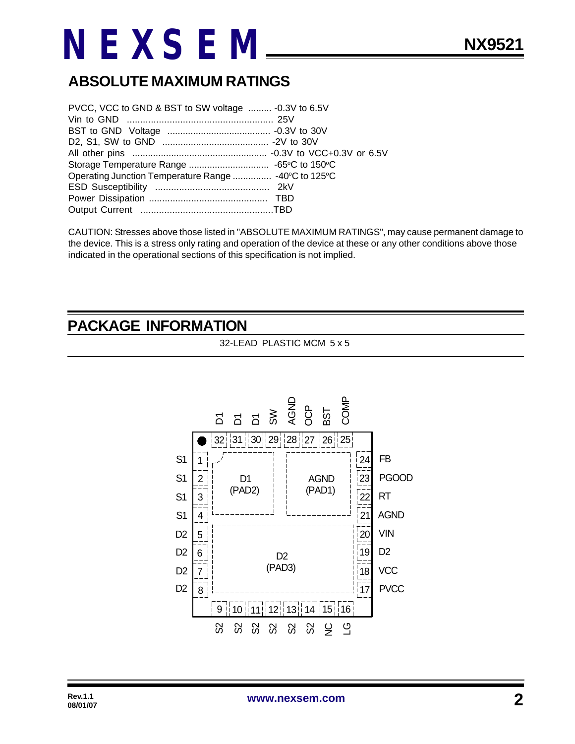## ABSOLUTE MAXIMUM RATINGS

PVCC, VCC to GND & BST to SW voltage ......... -0.3V to 6.5V
Vin to GND ........................................................ 25V
BST to GND Voltage ........................................ -0.3V to 30V
D2, S1, SW to GND ......................................... -2V to 30V
All other pins .................................................... -0.3V to VCC+0.3V or 6.5V
Storage Temperature Range ............................... -65°C to 150°C
Operating Junction Temperature Range ............... -40°C to 125°C
ESD Susceptibility ........................................... 2kV
Power Dissipation ............................................. TBD
Output Current ..................................................TBD

CAUTION: Stresses above those listed in "ABSOLUTE MAXIMUM RATINGS", may cause permanent damage to the device. This is a stress only rating and operation of the device at these or any other conditions above those indicated in the operational sections of this specification is not implied.

## PACKAGE INFORMATION

32-LEAD PLASTIC MCM 5 x 5

| Pin | Name | Pin | Name |
|---|---|---|---|
| 1 | S1 | 17 | PVCC |
| 2 | S1 | 18 | VCC |
| 3 | S1 | 19 | D2 |
| 4 | S1 | 20 | VIN |
| 5 | D2 | 21 | AGND |
| 6 | D2 | 22 | RT |
| 7 | D2 | 23 | PGOOD |
| 8 | D2 | 24 | FB |
| 9 | S2 | 25 | COMP |
| 10 | S2 | 26 | BST |
| 11 | S2 | 27 | OCP |
| 12 | S2 | 28 | AGND |
| 13 | S2 | 29 | SW |
| 14 | S2 | 30 | D1 |
| 15 | NC | 31 | D1 |
| 16 | LG | 32 | D1 |

Exposed pads: D1 (PAD2), AGND (PAD1), D2 (PAD3)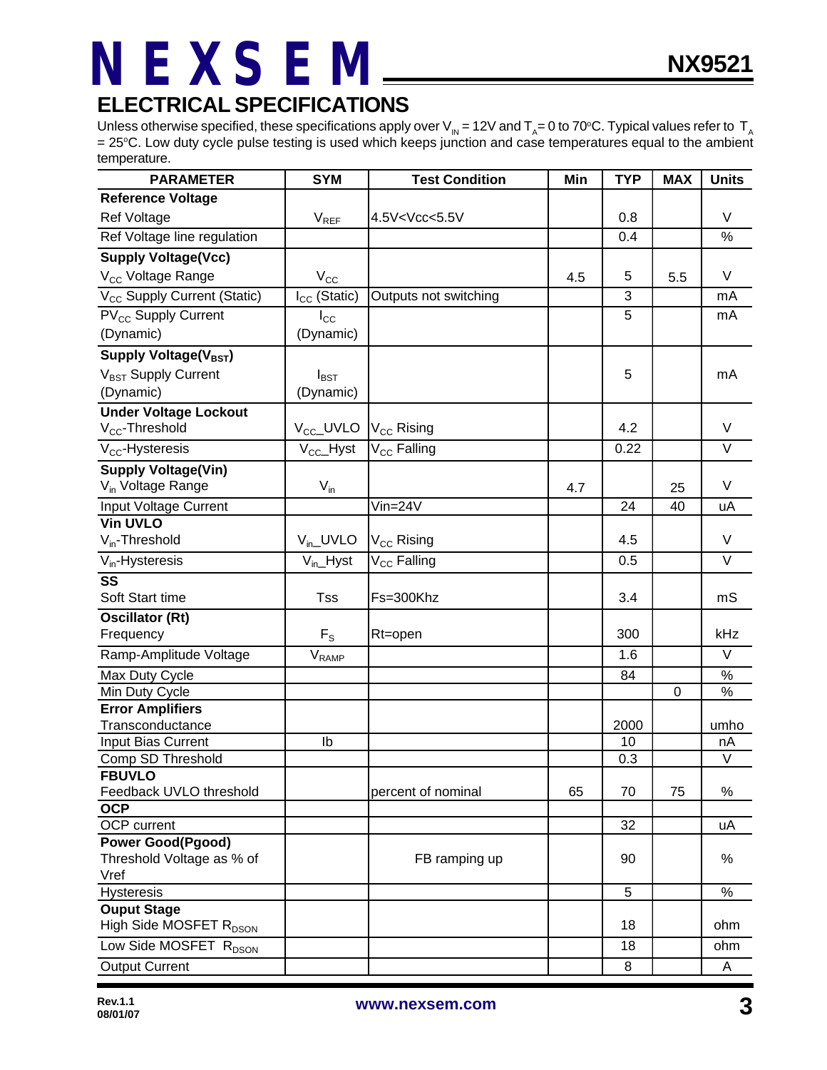## ELECTRICAL SPECIFICATIONS

Unless otherwise specified, these specifications apply over $V_{IN}$ = 12V and $T_A$ = 0 to 70°C. Typical values refer to $T_A$ = 25°C. Low duty cycle pulse testing is used which keeps junction and case temperatures equal to the ambient temperature.

| PARAMETER | SYM | Test Condition | Min | TYP | MAX | Units |
|---|---|---|---|---|---|---|
| **Reference Voltage** | | | | | | |
| Ref Voltage | $V_{REF}$ | 4.5V<Vcc<5.5V | | 0.8 | | V |
| Ref Voltage line regulation | | | | 0.4 | | % |
| **Supply Voltage(Vcc)** | | | | | | |
| $V_{CC}$ Voltage Range | $V_{CC}$ | | 4.5 | 5 | 5.5 | V |
| $V_{CC}$ Supply Current (Static) | $I_{CC}$ (Static) | Outputs not switching | | 3 | | mA |
| $PV_{CC}$ Supply Current (Dynamic) | $I_{CC}$ (Dynamic) | | | 5 | | mA |
| **Supply Voltage($V_{BST}$)** | | | | | | |
| $V_{BST}$ Supply Current (Dynamic) | $I_{BST}$ (Dynamic) | | | 5 | | mA |
| **Under Voltage Lockout** | | | | | | |
| $V_{CC}$-Threshold | $V_{CC}$_UVLO | $V_{CC}$ Rising | | 4.2 | | V |
| $V_{CC}$-Hysteresis | $V_{CC}$_Hyst | $V_{CC}$ Falling | | 0.22 | | V |
| **Supply Voltage(Vin)** | | | | | | |
| $V_{in}$ Voltage Range | $V_{in}$ | | 4.7 | | 25 | V |
| Input Voltage Current | | Vin=24V | | 24 | 40 | uA |
| **Vin UVLO** | | | | | | |
| $V_{in}$-Threshold | $V_{in}$_UVLO | $V_{CC}$ Rising | | 4.5 | | V |
| $V_{in}$-Hysteresis | $V_{in}$_Hyst | $V_{CC}$ Falling | | 0.5 | | V |
| **SS** | | | | | | |
| Soft Start time | Tss | Fs=300Khz | | 3.4 | | mS |
| **Oscillator (Rt)** | | | | | | |
| Frequency | $F_S$ | Rt=open | | 300 | | kHz |
| Ramp-Amplitude Voltage | $V_{RAMP}$ | | | 1.6 | | V |
| Max Duty Cycle | | | | 84 | | % |
| Min Duty Cycle | | | | | 0 | % |
| **Error Amplifiers** | | | | | | |
| Transconductance | | | | 2000 | | umho |
| Input Bias Current | Ib | | | 10 | | nA |
| Comp SD Threshold | | | | 0.3 | | V |
| **FBUVLO** | | | | | | |
| Feedback UVLO threshold | | percent of nominal | 65 | 70 | 75 | % |
| **OCP** | | | | | | |
| OCP current | | | | 32 | | uA |
| **Power Good(Pgood)** | | | | | | |
| Threshold Voltage as % of Vref | | FB ramping up | | 90 | | % |
| Hysteresis | | | | 5 | | % |
| **Ouput Stage** | | | | | | |
| High Side MOSFET $R_{DSON}$ | | | | 18 | | ohm |
| Low Side MOSFET $R_{DSON}$ | | | | 18 | | ohm |
| Output Current | | | | 8 | | A |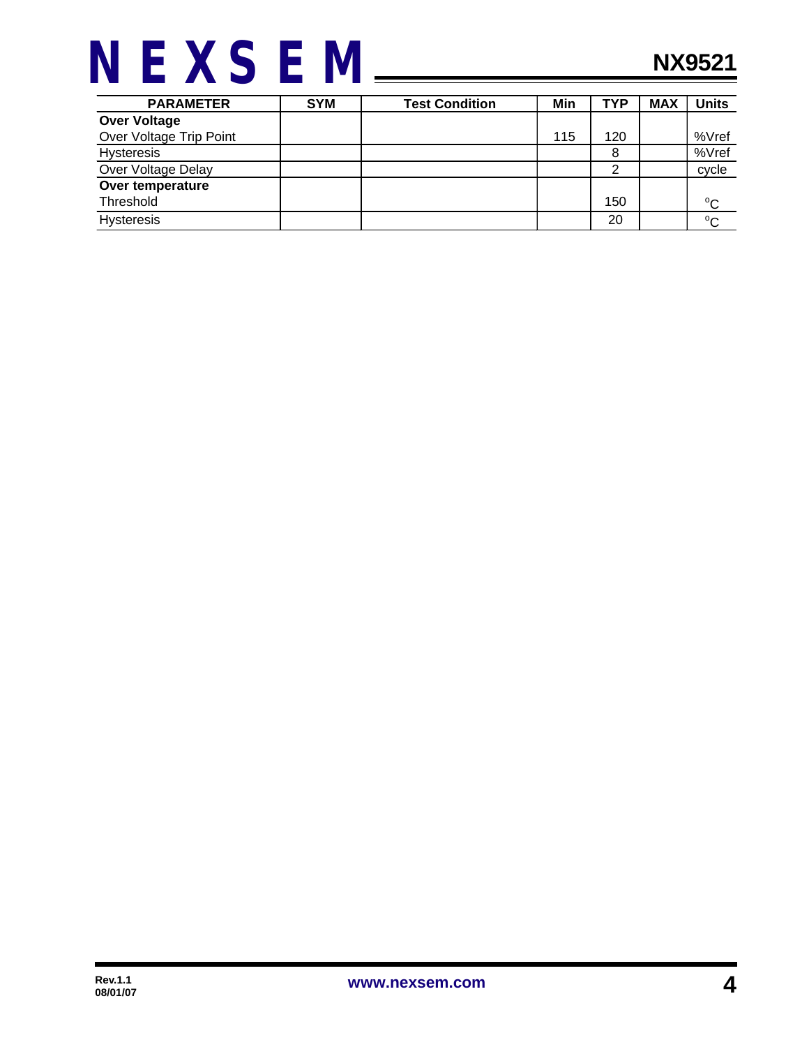| PARAMETER | SYM | Test Condition | Min | TYP | MAX | Units |
|---|---|---|---|---|---|---|
| **Over Voltage** | | | | | | |
| Over Voltage Trip Point | | | 115 | 120 | | %Vref |
| Hysteresis | | | | 8 | | %Vref |
| Over Voltage Delay | | | | 2 | | cycle |
| **Over temperature** | | | | | | |
| Threshold | | | | 150 | | $^{o}C$ |
| Hysteresis | | | | 20 | | $^{o}C$ |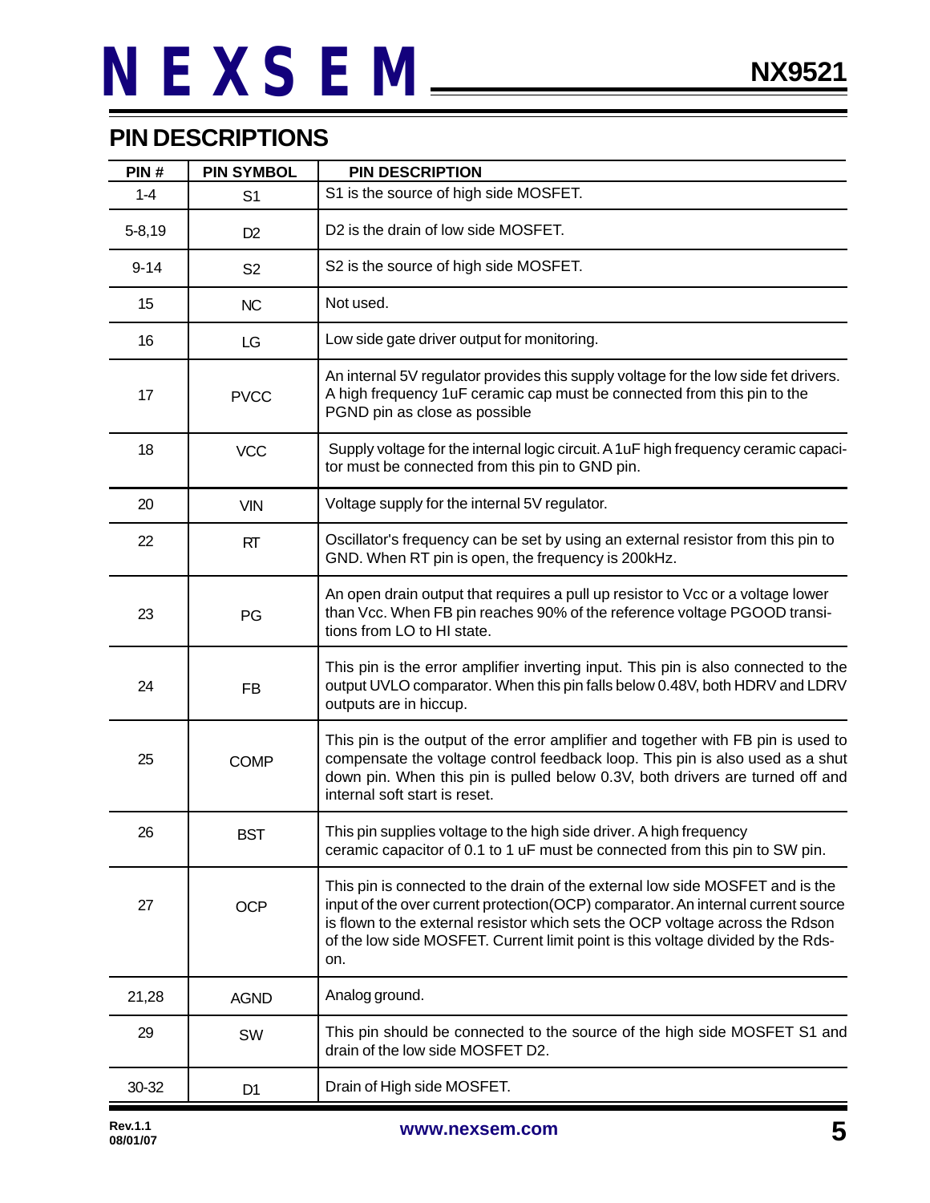## PIN DESCRIPTIONS

| PIN # | PIN SYMBOL | PIN DESCRIPTION |
|---|---|---|
| 1-4 | S1 | S1 is the source of high side MOSFET. |
| 5-8,19 | D2 | D2 is the drain of low side MOSFET. |
| 9-14 | S2 | S2 is the source of high side MOSFET. |
| 15 | NC | Not used. |
| 16 | LG | Low side gate driver output for monitoring. |
| 17 | PVCC | An internal 5V regulator provides this supply voltage for the low side fet drivers. A high frequency 1uF ceramic cap must be connected from this pin to the PGND pin as close as possible |
| 18 | VCC | Supply voltage for the internal logic circuit. A 1uF high frequency ceramic capacitor must be connected from this pin to GND pin. |
| 20 | VIN | Voltage supply for the internal 5V regulator. |
| 22 | RT | Oscillator's frequency can be set by using an external resistor from this pin to GND. When RT pin is open, the frequency is 200kHz. |
| 23 | PG | An open drain output that requires a pull up resistor to Vcc or a voltage lower than Vcc. When FB pin reaches 90% of the reference voltage PGOOD transitions from LO to HI state. |
| 24 | FB | This pin is the error amplifier inverting input. This pin is also connected to the output UVLO comparator. When this pin falls below 0.48V, both HDRV and LDRV outputs are in hiccup. |
| 25 | COMP | This pin is the output of the error amplifier and together with FB pin is used to compensate the voltage control feedback loop. This pin is also used as a shut down pin. When this pin is pulled below 0.3V, both drivers are turned off and internal soft start is reset. |
| 26 | BST | This pin supplies voltage to the high side driver. A high frequency ceramic capacitor of 0.1 to 1 uF must be connected from this pin to SW pin. |
| 27 | OCP | This pin is connected to the drain of the external low side MOSFET and is the input of the over current protection(OCP) comparator. An internal current source is flown to the external resistor which sets the OCP voltage across the Rdson of the low side MOSFET. Current limit point is this voltage divided by the Rds-on. |
| 21,28 | AGND | Analog ground. |
| 29 | SW | This pin should be connected to the source of the high side MOSFET S1 and drain of the low side MOSFET D2. |
| 30-32 | D1 | Drain of High side MOSFET. |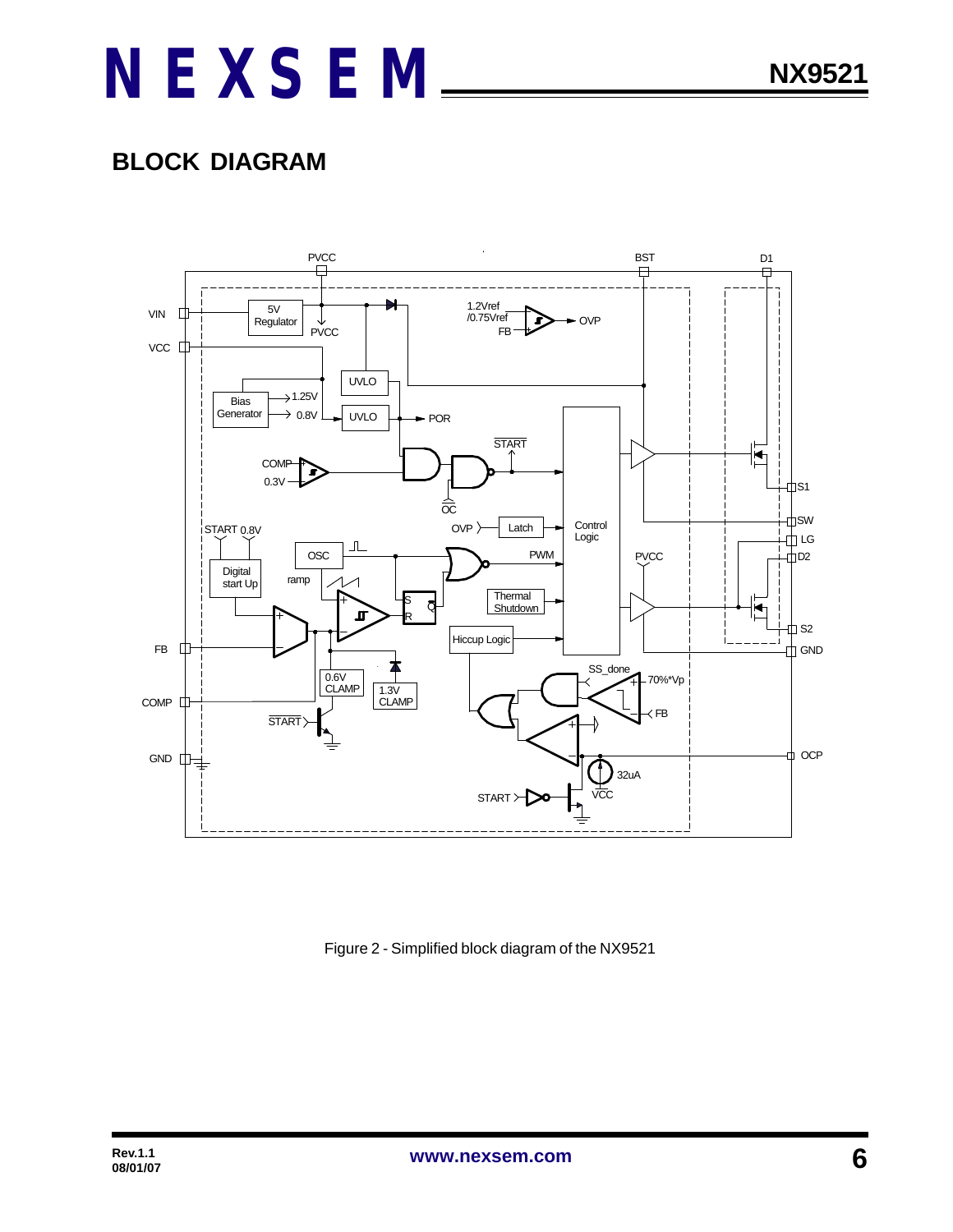## BLOCK DIAGRAM

Figure 2 - Simplified block diagram of the NX9521